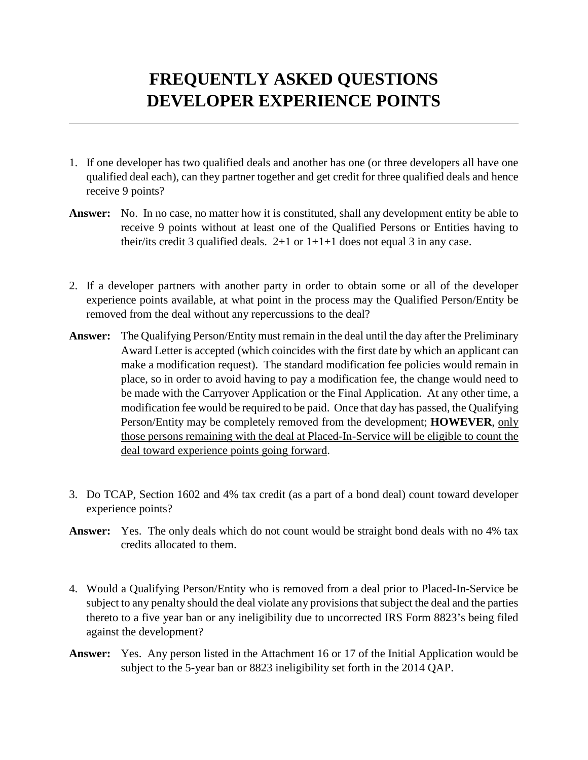# FREQUENTLY ASKED QUESTIONS
# DEVELOPER EXPERIENCE POINTS

---

1. If one developer has two qualified deals and another has one (or three developers all have one qualified deal each), can they partner together and get credit for three qualified deals and hence receive 9 points?

**Answer:** No. In no case, no matter how it is constituted, shall any development entity be able to receive 9 points without at least one of the Qualified Persons or Entities having to their/its credit 3 qualified deals. 2+1 or 1+1+1 does not equal 3 in any case.

2. If a developer partners with another party in order to obtain some or all of the developer experience points available, at what point in the process may the Qualified Person/Entity be removed from the deal without any repercussions to the deal?

**Answer:** The Qualifying Person/Entity must remain in the deal until the day after the Preliminary Award Letter is accepted (which coincides with the first date by which an applicant can make a modification request). The standard modification fee policies would remain in place, so in order to avoid having to pay a modification fee, the change would need to be made with the Carryover Application or the Final Application. At any other time, a modification fee would be required to be paid. Once that day has passed, the Qualifying Person/Entity may be completely removed from the development; **HOWEVER**, <u>only those persons remaining with the deal at Placed-In-Service will be eligible to count the deal toward experience points going forward</u>.

3. Do TCAP, Section 1602 and 4% tax credit (as a part of a bond deal) count toward developer experience points?

**Answer:** Yes. The only deals which do not count would be straight bond deals with no 4% tax credits allocated to them.

4. Would a Qualifying Person/Entity who is removed from a deal prior to Placed-In-Service be subject to any penalty should the deal violate any provisions that subject the deal and the parties thereto to a five year ban or any ineligibility due to uncorrected IRS Form 8823's being filed against the development?

**Answer:** Yes. Any person listed in the Attachment 16 or 17 of the Initial Application would be subject to the 5-year ban or 8823 ineligibility set forth in the 2014 QAP.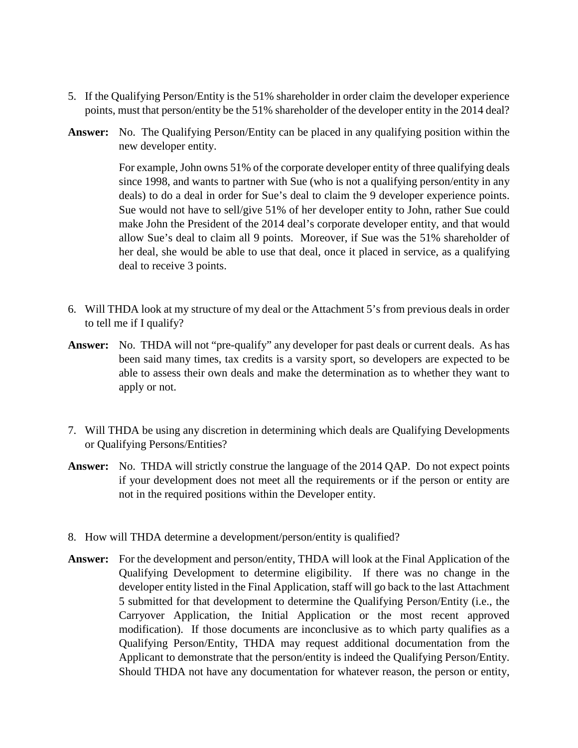5. If the Qualifying Person/Entity is the 51% shareholder in order claim the developer experience points, must that person/entity be the 51% shareholder of the developer entity in the 2014 deal?

**Answer:** No. The Qualifying Person/Entity can be placed in any qualifying position within the new developer entity.

For example, John owns 51% of the corporate developer entity of three qualifying deals since 1998, and wants to partner with Sue (who is not a qualifying person/entity in any deals) to do a deal in order for Sue's deal to claim the 9 developer experience points. Sue would not have to sell/give 51% of her developer entity to John, rather Sue could make John the President of the 2014 deal's corporate developer entity, and that would allow Sue's deal to claim all 9 points. Moreover, if Sue was the 51% shareholder of her deal, she would be able to use that deal, once it placed in service, as a qualifying deal to receive 3 points.

6. Will THDA look at my structure of my deal or the Attachment 5's from previous deals in order to tell me if I qualify?

**Answer:** No. THDA will not "pre-qualify" any developer for past deals or current deals. As has been said many times, tax credits is a varsity sport, so developers are expected to be able to assess their own deals and make the determination as to whether they want to apply or not.

7. Will THDA be using any discretion in determining which deals are Qualifying Developments or Qualifying Persons/Entities?

**Answer:** No. THDA will strictly construe the language of the 2014 QAP. Do not expect points if your development does not meet all the requirements or if the person or entity are not in the required positions within the Developer entity.

8. How will THDA determine a development/person/entity is qualified?

**Answer:** For the development and person/entity, THDA will look at the Final Application of the Qualifying Development to determine eligibility. If there was no change in the developer entity listed in the Final Application, staff will go back to the last Attachment 5 submitted for that development to determine the Qualifying Person/Entity (i.e., the Carryover Application, the Initial Application or the most recent approved modification). If those documents are inconclusive as to which party qualifies as a Qualifying Person/Entity, THDA may request additional documentation from the Applicant to demonstrate that the person/entity is indeed the Qualifying Person/Entity. Should THDA not have any documentation for whatever reason, the person or entity,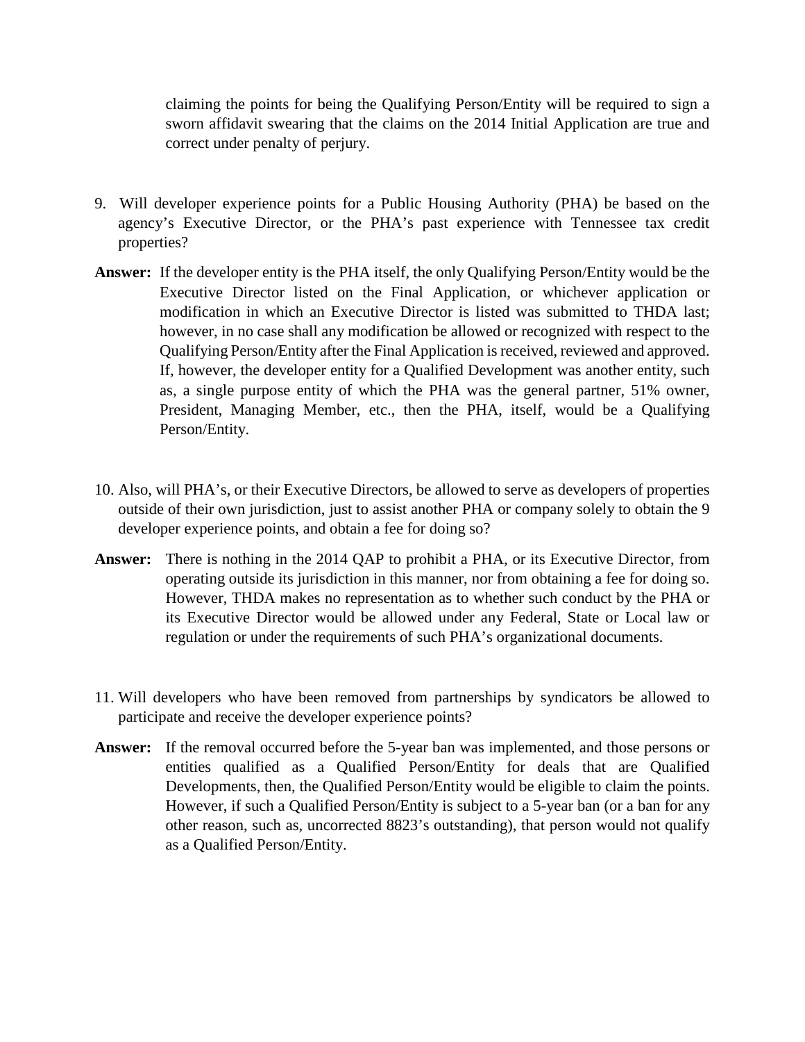claiming the points for being the Qualifying Person/Entity will be required to sign a sworn affidavit swearing that the claims on the 2014 Initial Application are true and correct under penalty of perjury.

9. Will developer experience points for a Public Housing Authority (PHA) be based on the agency's Executive Director, or the PHA's past experience with Tennessee tax credit properties?

**Answer:** If the developer entity is the PHA itself, the only Qualifying Person/Entity would be the Executive Director listed on the Final Application, or whichever application or modification in which an Executive Director is listed was submitted to THDA last; however, in no case shall any modification be allowed or recognized with respect to the Qualifying Person/Entity after the Final Application is received, reviewed and approved. If, however, the developer entity for a Qualified Development was another entity, such as, a single purpose entity of which the PHA was the general partner, 51% owner, President, Managing Member, etc., then the PHA, itself, would be a Qualifying Person/Entity.

10. Also, will PHA's, or their Executive Directors, be allowed to serve as developers of properties outside of their own jurisdiction, just to assist another PHA or company solely to obtain the 9 developer experience points, and obtain a fee for doing so?

**Answer:** There is nothing in the 2014 QAP to prohibit a PHA, or its Executive Director, from operating outside its jurisdiction in this manner, nor from obtaining a fee for doing so. However, THDA makes no representation as to whether such conduct by the PHA or its Executive Director would be allowed under any Federal, State or Local law or regulation or under the requirements of such PHA's organizational documents.

11. Will developers who have been removed from partnerships by syndicators be allowed to participate and receive the developer experience points?

**Answer:** If the removal occurred before the 5-year ban was implemented, and those persons or entities qualified as a Qualified Person/Entity for deals that are Qualified Developments, then, the Qualified Person/Entity would be eligible to claim the points. However, if such a Qualified Person/Entity is subject to a 5-year ban (or a ban for any other reason, such as, uncorrected 8823's outstanding), that person would not qualify as a Qualified Person/Entity.